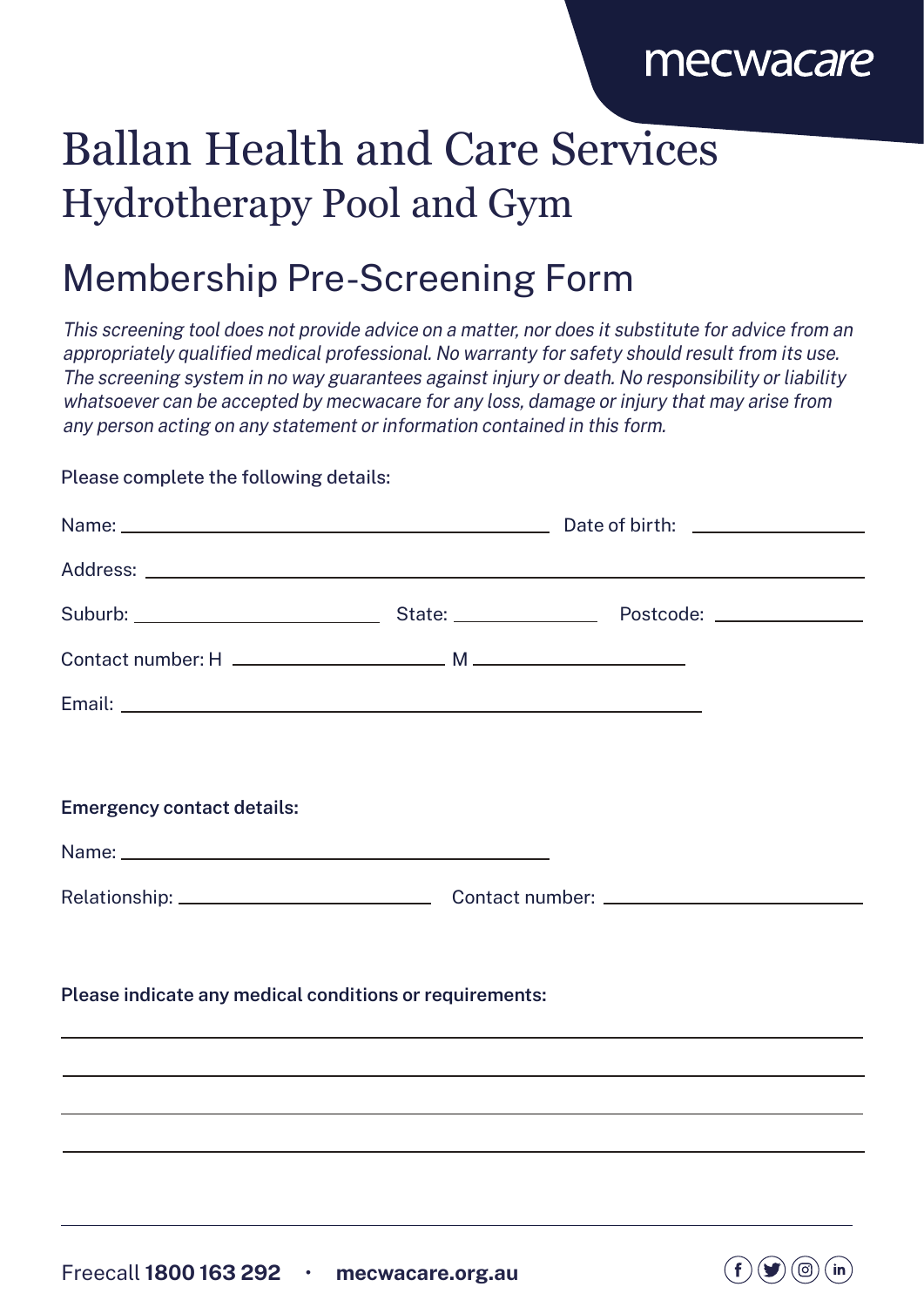mecwacare

# Ballan Health and Care Services
## Hydrotherapy Pool and Gym

## Membership Pre-Screening Form

*This screening tool does not provide advice on a matter, nor does it substitute for advice from an appropriately qualified medical professional. No warranty for safety should result from its use. The screening system in no way guarantees against injury or death. No responsibility or liability whatsoever can be accepted by mecwacare for any loss, damage or injury that may arise from any person acting on any statement or information contained in this form.*

Please complete the following details:

Name: ______________________________ Date of birth: ______________

Address: ______________________________________________________

Suburb: ____________________ State: ____________ Postcode: ____________

Contact number: H __________________ M __________________

Email: ______________________________________________

**Emergency contact details:**

Name: ______________________________

Relationship: ____________________ Contact number: ____________________

**Please indicate any medical conditions or requirements:**

______________________________________________________________

______________________________________________________________

______________________________________________________________

______________________________________________________________

Freecall **1800 163 292** • **mecwacare.org.au**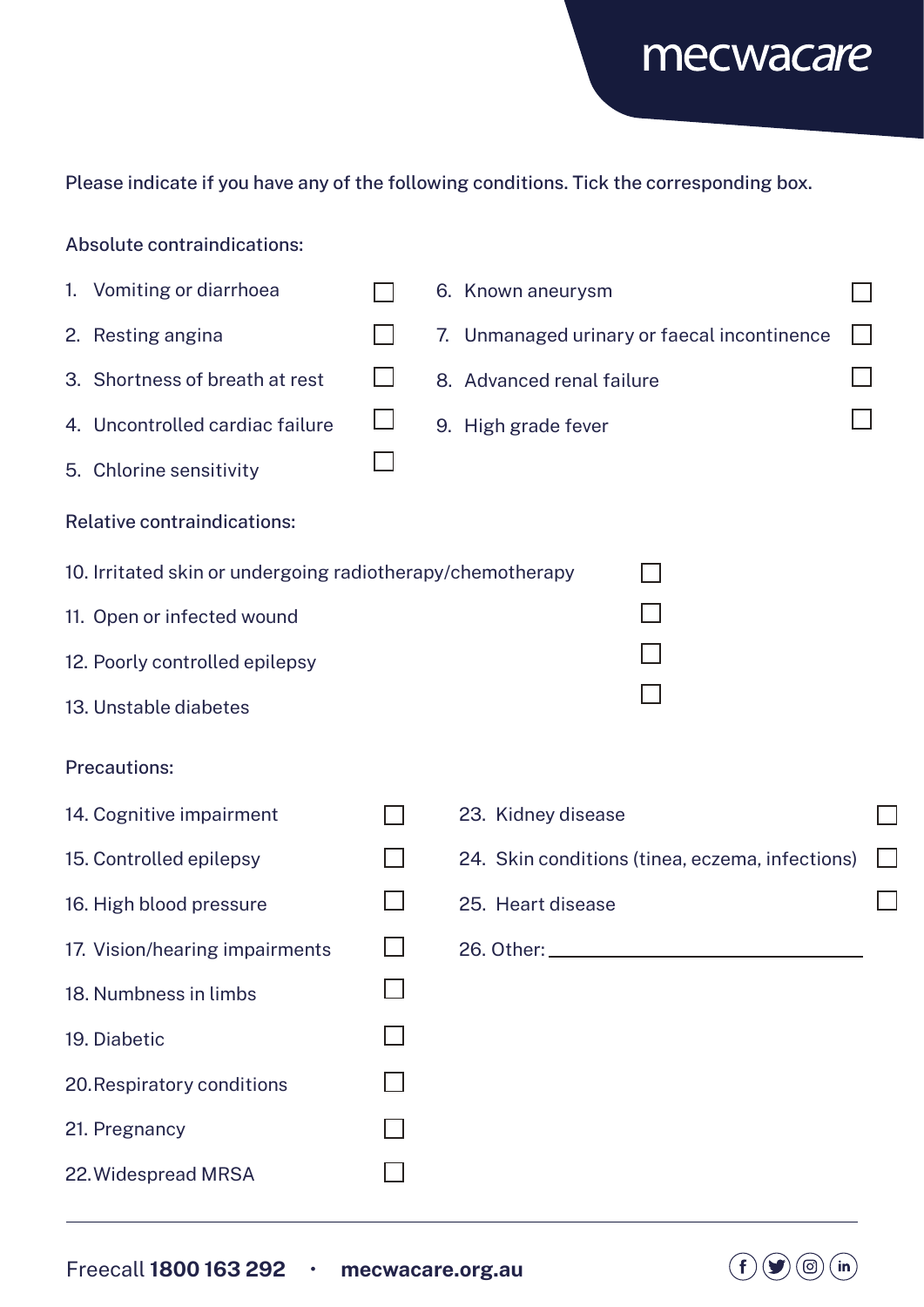Please indicate if you have any of the following conditions. Tick the corresponding box.

Absolute contraindications:

1. Vomiting or diarrhoea ☐
2. Resting angina ☐
3. Shortness of breath at rest ☐
4. Uncontrolled cardiac failure ☐
5. Chlorine sensitivity ☐
6. Known aneurysm ☐
7. Unmanaged urinary or faecal incontinence ☐
8. Advanced renal failure ☐
9. High grade fever ☐

Relative contraindications:

10. Irritated skin or undergoing radiotherapy/chemotherapy ☐
11. Open or infected wound ☐
12. Poorly controlled epilepsy ☐
13. Unstable diabetes ☐

Precautions:

14. Cognitive impairment ☐
15. Controlled epilepsy ☐
16. High blood pressure ☐
17. Vision/hearing impairments ☐
18. Numbness in limbs ☐
19. Diabetic ☐
20. Respiratory conditions ☐
21. Pregnancy ☐
22. Widespread MRSA ☐
23. Kidney disease ☐
24. Skin conditions (tinea, eczema, infections) ☐
25. Heart disease ☐
26. Other: ____________________

Freecall **1800 163 292** • **mecwacare.org.au**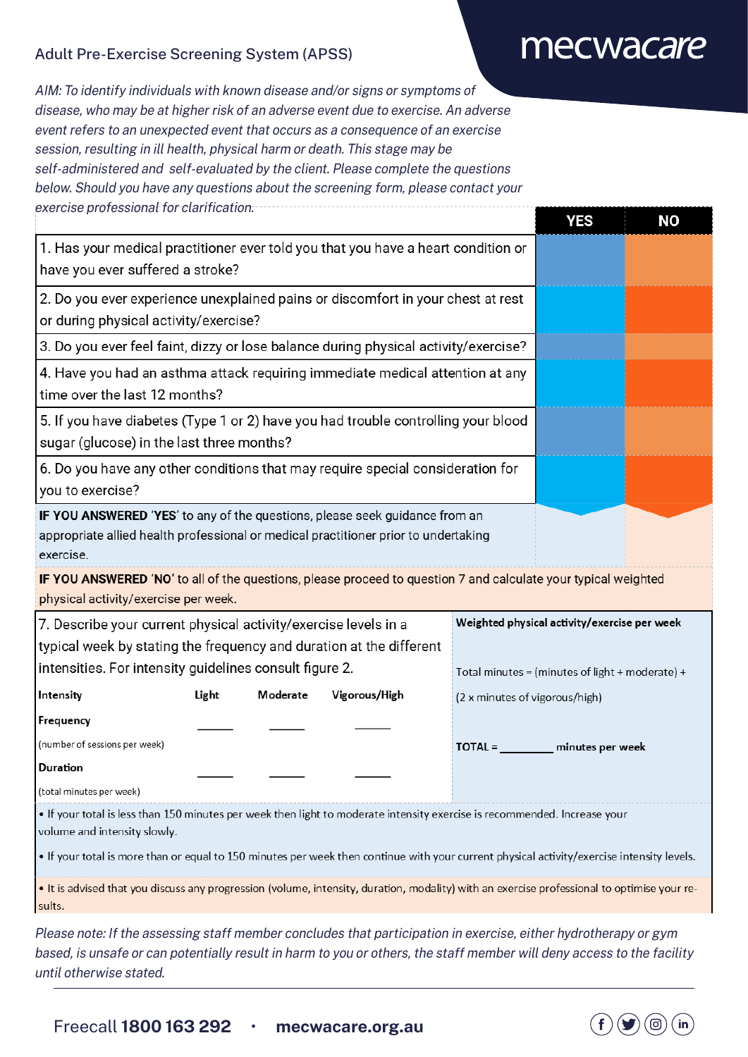## Adult Pre-Exercise Screening System (APSS)

mecwacare

*AIM: To identify individuals with known disease and/or signs or symptoms of disease, who may be at higher risk of an adverse event due to exercise. An adverse event refers to an unexpected event that occurs as a consequence of an exercise session, resulting in ill health, physical harm or death. This stage may be self-administered and self-evaluated by the client. Please complete the questions below. Should you have any questions about the screening form, please contact your exercise professional for clarification.*

| | YES | NO |
|---|---|---|
| 1. Has your medical practitioner ever told you that you have a heart condition or have you ever suffered a stroke? | | |
| 2. Do you ever experience unexplained pains or discomfort in your chest at rest or during physical activity/exercise? | | |
| 3. Do you ever feel faint, dizzy or lose balance during physical activity/exercise? | | |
| 4. Have you had an asthma attack requiring immediate medical attention at any time over the last 12 months? | | |
| 5. If you have diabetes (Type 1 or 2) have you had trouble controlling your blood sugar (glucose) in the last three months? | | |
| 6. Do you have any other conditions that may require special consideration for you to exercise? | | |

**IF YOU ANSWERED 'YES'** to any of the questions, please seek guidance from an appropriate allied health professional or medical practitioner prior to undertaking exercise.

**IF YOU ANSWERED 'NO'** to all of the questions, please proceed to question 7 and calculate your typical weighted physical activity/exercise per week.

7. Describe your current physical activity/exercise levels in a typical week by stating the frequency and duration at the different intensities. For intensity guidelines consult figure 2.

| Intensity | Light | Moderate | Vigorous/High |
|---|---|---|---|
| **Frequency** (number of sessions per week) | ______ | ______ | ______ |
| **Duration** (total minutes per week) | ______ | ______ | ______ |

**Weighted physical activity/exercise per week**

Total minutes = (minutes of light + moderate) + (2 x minutes of vigorous/high)

**TOTAL = __________ minutes per week**

- If your total is less than 150 minutes per week then light to moderate intensity exercise is recommended. Increase your volume and intensity slowly.
- If your total is more than or equal to 150 minutes per week then continue with your current physical activity/exercise intensity levels.
- It is advised that you discuss any progression (volume, intensity, duration, modality) with an exercise professional to optimise your results.

*Please note: If the assessing staff member concludes that participation in exercise, either hydrotherapy or gym based, is unsafe or can potentially result in harm to you or others, the staff member will deny access to the facility until otherwise stated.*

Freecall **1800 163 292** • **mecwacare.org.au**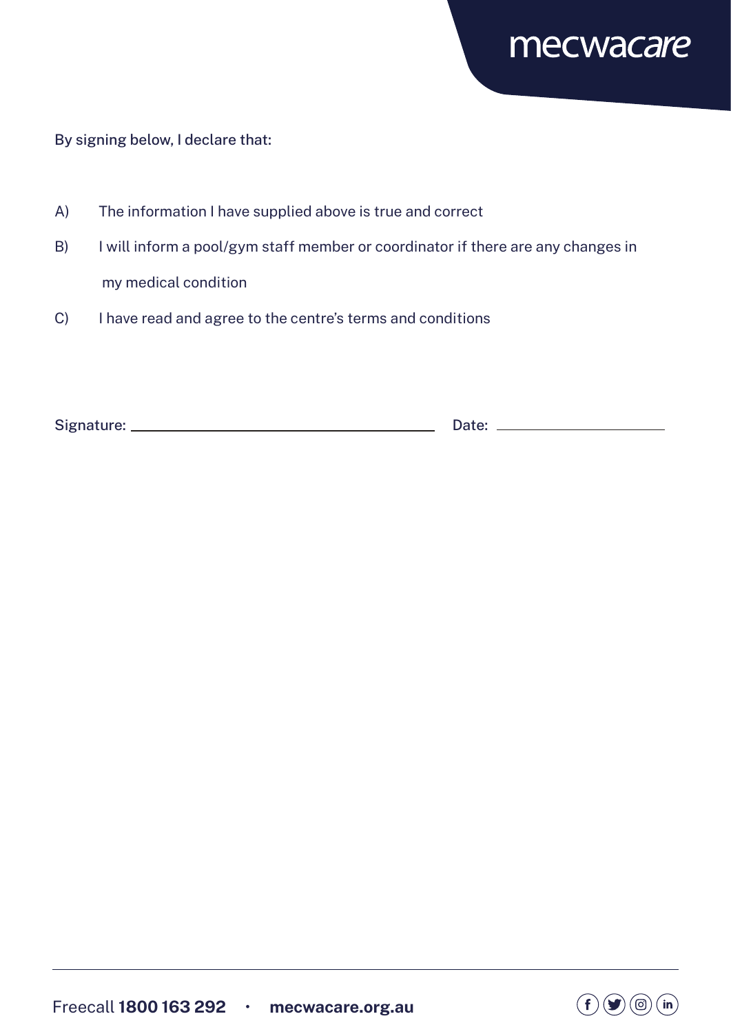By signing below, I declare that:

A) The information I have supplied above is true and correct

B) I will inform a pool/gym staff member or coordinator if there are any changes in my medical condition

C) I have read and agree to the centre's terms and conditions

Signature: ______________________________ Date: ____________________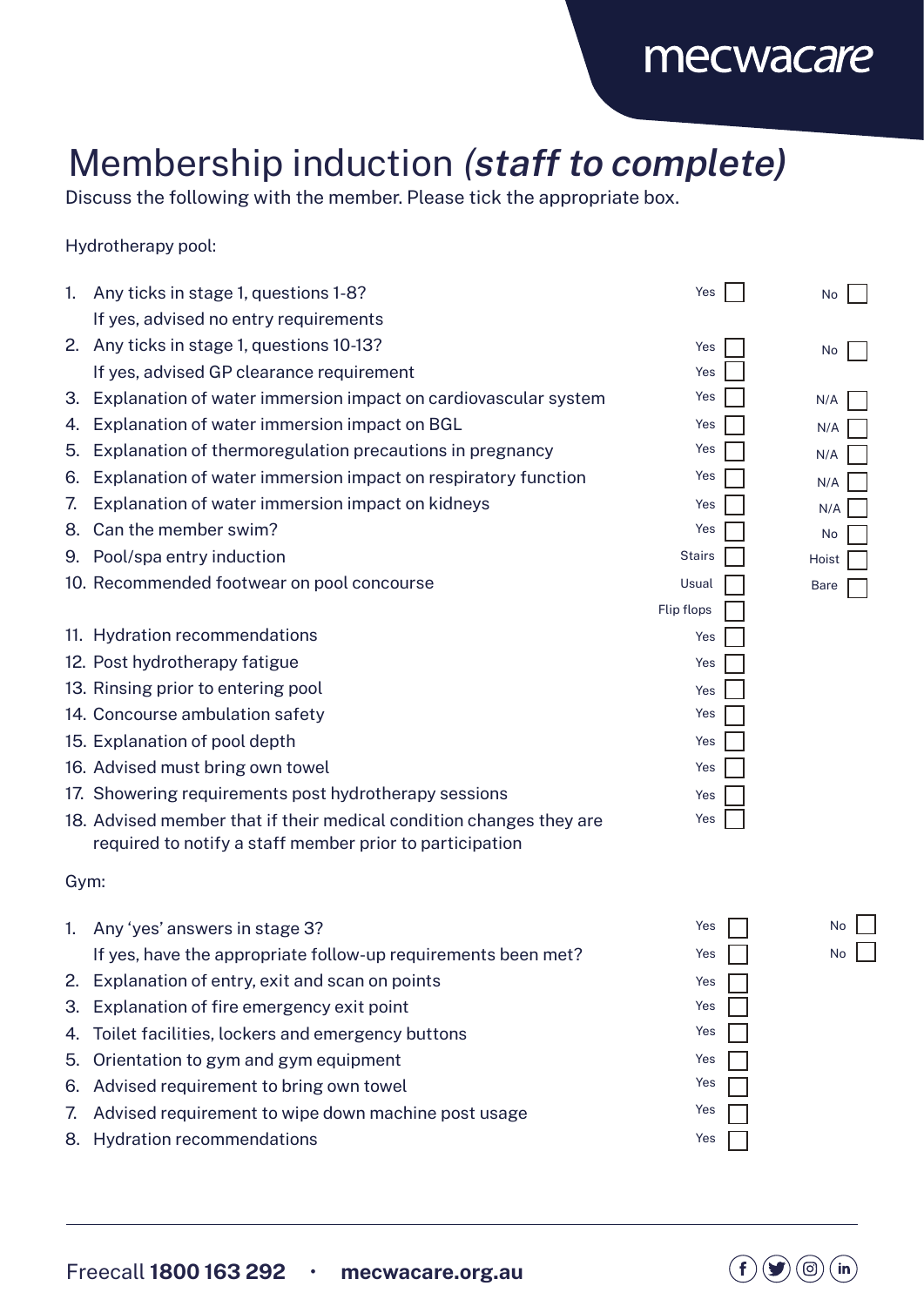# Membership induction *(staff to complete)*

Discuss the following with the member. Please tick the appropriate box.

Hydrotherapy pool:

| | | | |
|---|---|---|---|
| 1. Any ticks in stage 1, questions 1-8? | Yes ☐ | No ☐ | |
| If yes, advised no entry requirements | | | |
| 2. Any ticks in stage 1, questions 10-13? | Yes ☐ | No ☐ | |
| If yes, advised GP clearance requirement | Yes ☐ | | |
| 3. Explanation of water immersion impact on cardiovascular system | Yes ☐ | N/A ☐ | |
| 4. Explanation of water immersion impact on BGL | Yes ☐ | N/A ☐ | |
| 5. Explanation of thermoregulation precautions in pregnancy | Yes ☐ | N/A ☐ | |
| 6. Explanation of water immersion impact on respiratory function | Yes ☐ | N/A ☐ | |
| 7. Explanation of water immersion impact on kidneys | Yes ☐ | N/A ☐ | |
| 8. Can the member swim? | Yes ☐ | No ☐ | |
| 9. Pool/spa entry induction | Stairs ☐ | Hoist ☐ | |
| 10. Recommended footwear on pool concourse | Usual ☐ | Bare ☐ | |
| | Flip flops ☐ | | |
| 11. Hydration recommendations | Yes ☐ | | |
| 12. Post hydrotherapy fatigue | Yes ☐ | | |
| 13. Rinsing prior to entering pool | Yes ☐ | | |
| 14. Concourse ambulation safety | Yes ☐ | | |
| 15. Explanation of pool depth | Yes ☐ | | |
| 16. Advised must bring own towel | Yes ☐ | | |
| 17. Showering requirements post hydrotherapy sessions | Yes ☐ | | |
| 18. Advised member that if their medical condition changes they are required to notify a staff member prior to participation | Yes ☐ | | |

Gym:

| | | |
|---|---|---|
| 1. Any 'yes' answers in stage 3? | Yes ☐ | No ☐ |
| If yes, have the appropriate follow-up requirements been met? | Yes ☐ | No ☐ |
| 2. Explanation of entry, exit and scan on points | Yes ☐ | |
| 3. Explanation of fire emergency exit point | Yes ☐ | |
| 4. Toilet facilities, lockers and emergency buttons | Yes ☐ | |
| 5. Orientation to gym and gym equipment | Yes ☐ | |
| 6. Advised requirement to bring own towel | Yes ☐ | |
| 7. Advised requirement to wipe down machine post usage | Yes ☐ | |
| 8. Hydration recommendations | Yes ☐ | |

Freecall **1800 163 292** • **mecwacare.org.au**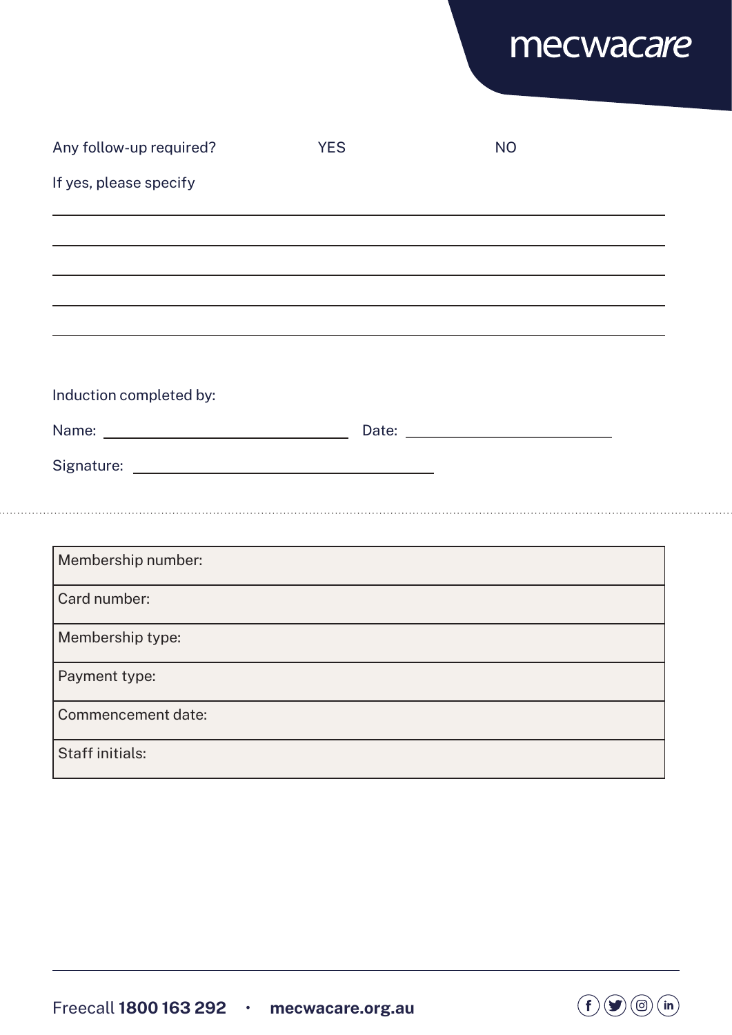Any follow-up required? YES NO

If yes, please specify

\_\_\_\_\_\_\_\_\_\_\_\_\_\_\_\_\_\_\_\_\_\_\_\_\_\_\_\_\_\_\_\_\_\_\_\_\_\_\_\_\_\_\_\_

\_\_\_\_\_\_\_\_\_\_\_\_\_\_\_\_\_\_\_\_\_\_\_\_\_\_\_\_\_\_\_\_\_\_\_\_\_\_\_\_\_\_\_\_

\_\_\_\_\_\_\_\_\_\_\_\_\_\_\_\_\_\_\_\_\_\_\_\_\_\_\_\_\_\_\_\_\_\_\_\_\_\_\_\_\_\_\_\_

\_\_\_\_\_\_\_\_\_\_\_\_\_\_\_\_\_\_\_\_\_\_\_\_\_\_\_\_\_\_\_\_\_\_\_\_\_\_\_\_\_\_\_\_

Induction completed by:

Name: \_\_\_\_\_\_\_\_\_\_\_\_\_\_\_\_\_\_\_\_\_\_\_\_ Date: \_\_\_\_\_\_\_\_\_\_\_\_\_\_\_\_\_\_\_\_

Signature: \_\_\_\_\_\_\_\_\_\_\_\_\_\_\_\_\_\_\_\_\_\_\_\_\_\_\_\_\_\_

| |
|---|
| Membership number: |
| Card number: |
| Membership type: |
| Payment type: |
| Commencement date: |
| Staff initials: |

Freecall **1800 163 292** • **mecwacare.org.au**